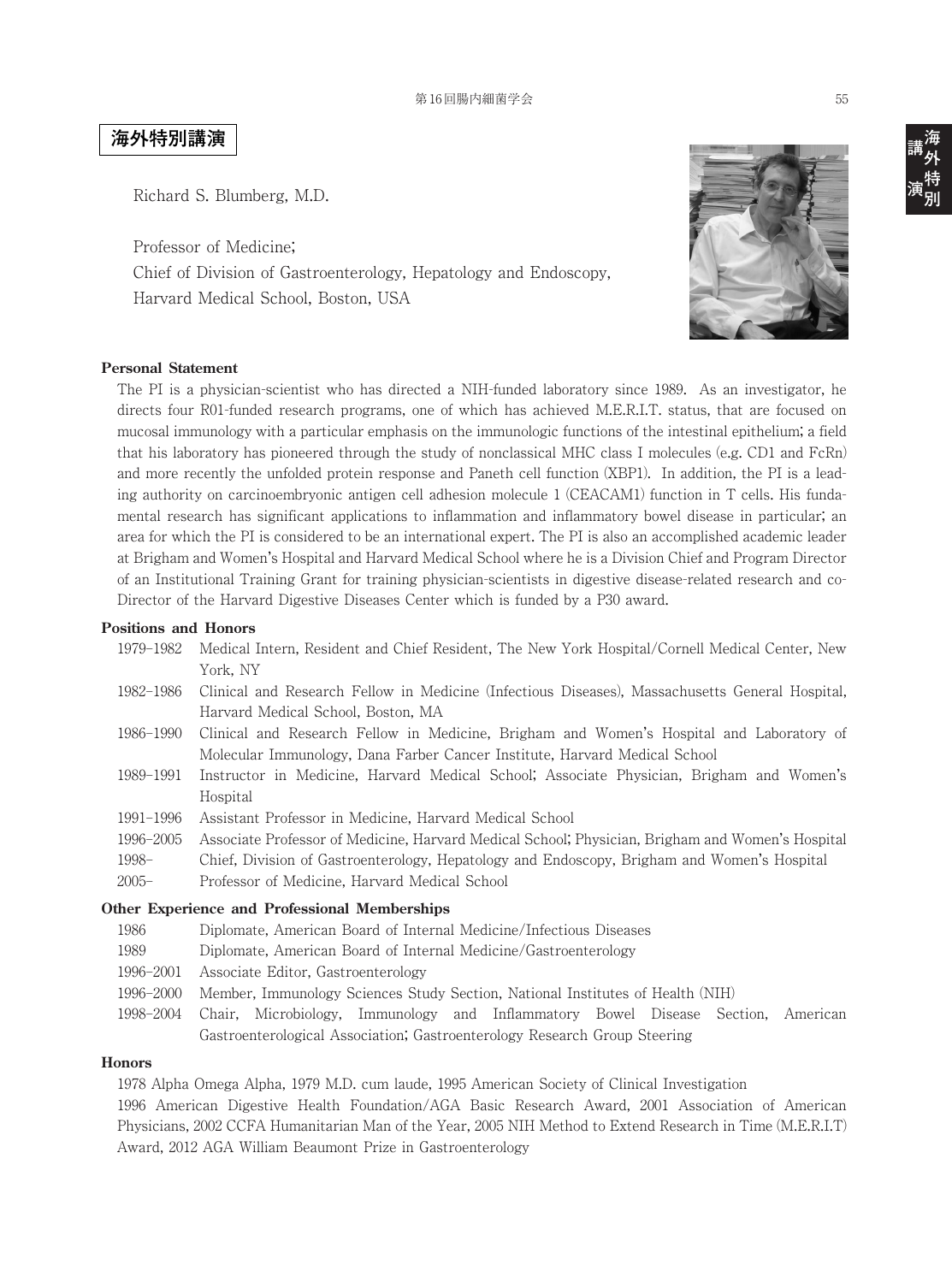## 海外特別講演

Richard S. Blumberg, M.D.

Professor of Medicine;
Chief of Division of Gastroenterology, Hepatology and Endoscopy,
Harvard Medical School, Boston, USA

### Personal Statement

The PI is a physician-scientist who has directed a NIH-funded laboratory since 1989. As an investigator, he directs four R01-funded research programs, one of which has achieved M.E.R.I.T. status, that are focused on mucosal immunology with a particular emphasis on the immunologic functions of the intestinal epithelium; a field that his laboratory has pioneered through the study of nonclassical MHC class I molecules (e.g. CD1 and FcRn) and more recently the unfolded protein response and Paneth cell function (XBP1). In addition, the PI is a leading authority on carcinoembryonic antigen cell adhesion molecule 1 (CEACAM1) function in T cells. His fundamental research has significant applications to inflammation and inflammatory bowel disease in particular; an area for which the PI is considered to be an international expert. The PI is also an accomplished academic leader at Brigham and Women's Hospital and Harvard Medical School where he is a Division Chief and Program Director of an Institutional Training Grant for training physician-scientists in digestive disease-related research and co-Director of the Harvard Digestive Diseases Center which is funded by a P30 award.

### Positions and Honors

- 1979–1982 Medical Intern, Resident and Chief Resident, The New York Hospital/Cornell Medical Center, New York, NY
- 1982–1986 Clinical and Research Fellow in Medicine (Infectious Diseases), Massachusetts General Hospital, Harvard Medical School, Boston, MA
- 1986–1990 Clinical and Research Fellow in Medicine, Brigham and Women's Hospital and Laboratory of Molecular Immunology, Dana Farber Cancer Institute, Harvard Medical School
- 1989–1991 Instructor in Medicine, Harvard Medical School; Associate Physician, Brigham and Women's Hospital
- 1991–1996 Assistant Professor in Medicine, Harvard Medical School
- 1996–2005 Associate Professor of Medicine, Harvard Medical School; Physician, Brigham and Women's Hospital
- 1998– Chief, Division of Gastroenterology, Hepatology and Endoscopy, Brigham and Women's Hospital
- 2005– Professor of Medicine, Harvard Medical School

### Other Experience and Professional Memberships

- 1986 Diplomate, American Board of Internal Medicine/Infectious Diseases
- 1989 Diplomate, American Board of Internal Medicine/Gastroenterology
- 1996–2001 Associate Editor, Gastroenterology
- 1996–2000 Member, Immunology Sciences Study Section, National Institutes of Health (NIH)
- 1998–2004 Chair, Microbiology, Immunology and Inflammatory Bowel Disease Section, American Gastroenterological Association; Gastroenterology Research Group Steering

### Honors

1978 Alpha Omega Alpha, 1979 M.D. cum laude, 1995 American Society of Clinical Investigation
1996 American Digestive Health Foundation/AGA Basic Research Award, 2001 Association of American Physicians, 2002 CCFA Humanitarian Man of the Year, 2005 NIH Method to Extend Research in Time (M.E.R.I.T) Award, 2012 AGA William Beaumont Prize in Gastroenterology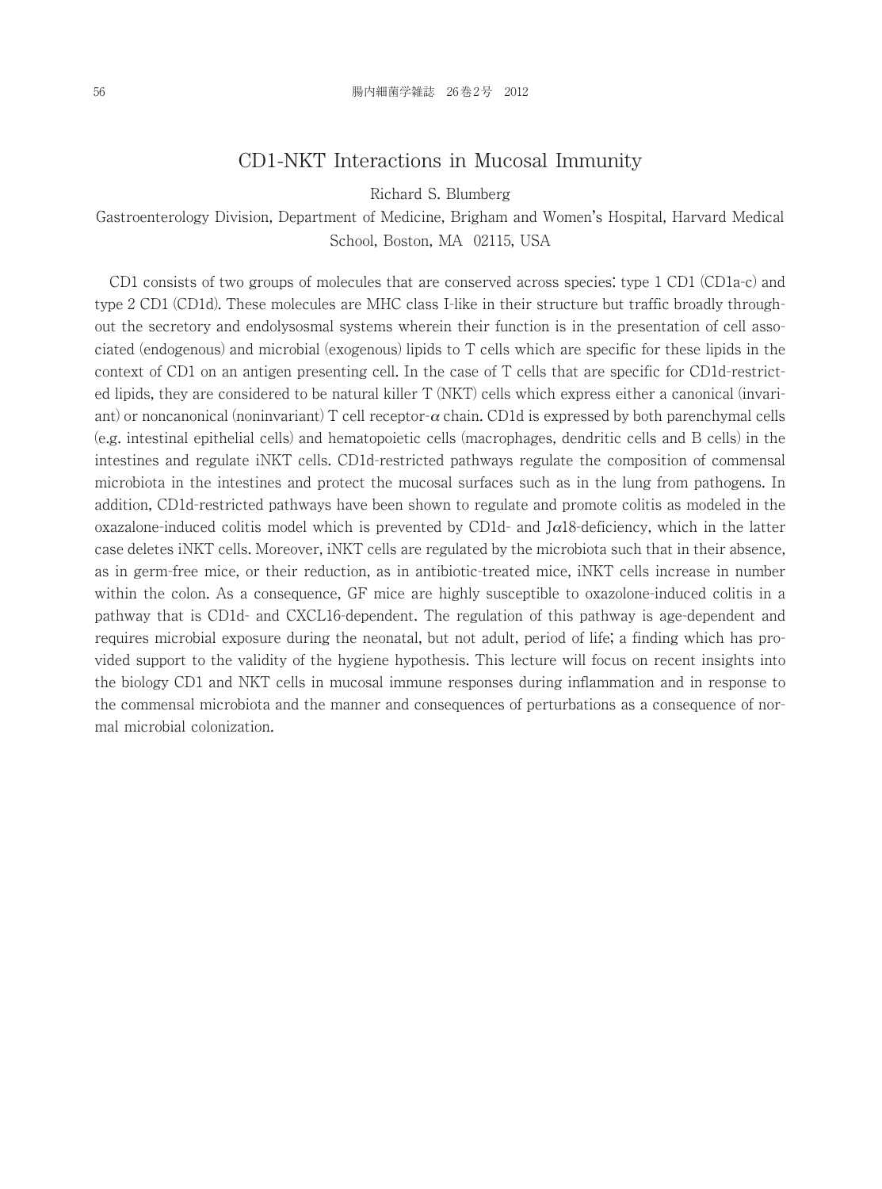# CD1-NKT Interactions in Mucosal Immunity

Richard S. Blumberg

Gastroenterology Division, Department of Medicine, Brigham and Women's Hospital, Harvard Medical School, Boston, MA 02115, USA

CD1 consists of two groups of molecules that are conserved across species: type 1 CD1 (CD1a-c) and type 2 CD1 (CD1d). These molecules are MHC class I-like in their structure but traffic broadly throughout the secretory and endolysosmal systems wherein their function is in the presentation of cell associated (endogenous) and microbial (exogenous) lipids to T cells which are specific for these lipids in the context of CD1 on an antigen presenting cell. In the case of T cells that are specific for CD1d-restricted lipids, they are considered to be natural killer T (NKT) cells which express either a canonical (invariant) or noncanonical (noninvariant) T cell receptor-$\alpha$ chain. CD1d is expressed by both parenchymal cells (e.g. intestinal epithelial cells) and hematopoietic cells (macrophages, dendritic cells and B cells) in the intestines and regulate iNKT cells. CD1d-restricted pathways regulate the composition of commensal microbiota in the intestines and protect the mucosal surfaces such as in the lung from pathogens. In addition, CD1d-restricted pathways have been shown to regulate and promote colitis as modeled in the oxazalone-induced colitis model which is prevented by CD1d- and J$\alpha$18-deficiency, which in the latter case deletes iNKT cells. Moreover, iNKT cells are regulated by the microbiota such that in their absence, as in germ-free mice, or their reduction, as in antibiotic-treated mice, iNKT cells increase in number within the colon. As a consequence, GF mice are highly susceptible to oxazolone-induced colitis in a pathway that is CD1d- and CXCL16-dependent. The regulation of this pathway is age-dependent and requires microbial exposure during the neonatal, but not adult, period of life; a finding which has provided support to the validity of the hygiene hypothesis. This lecture will focus on recent insights into the biology CD1 and NKT cells in mucosal immune responses during inflammation and in response to the commensal microbiota and the manner and consequences of perturbations as a consequence of normal microbial colonization.